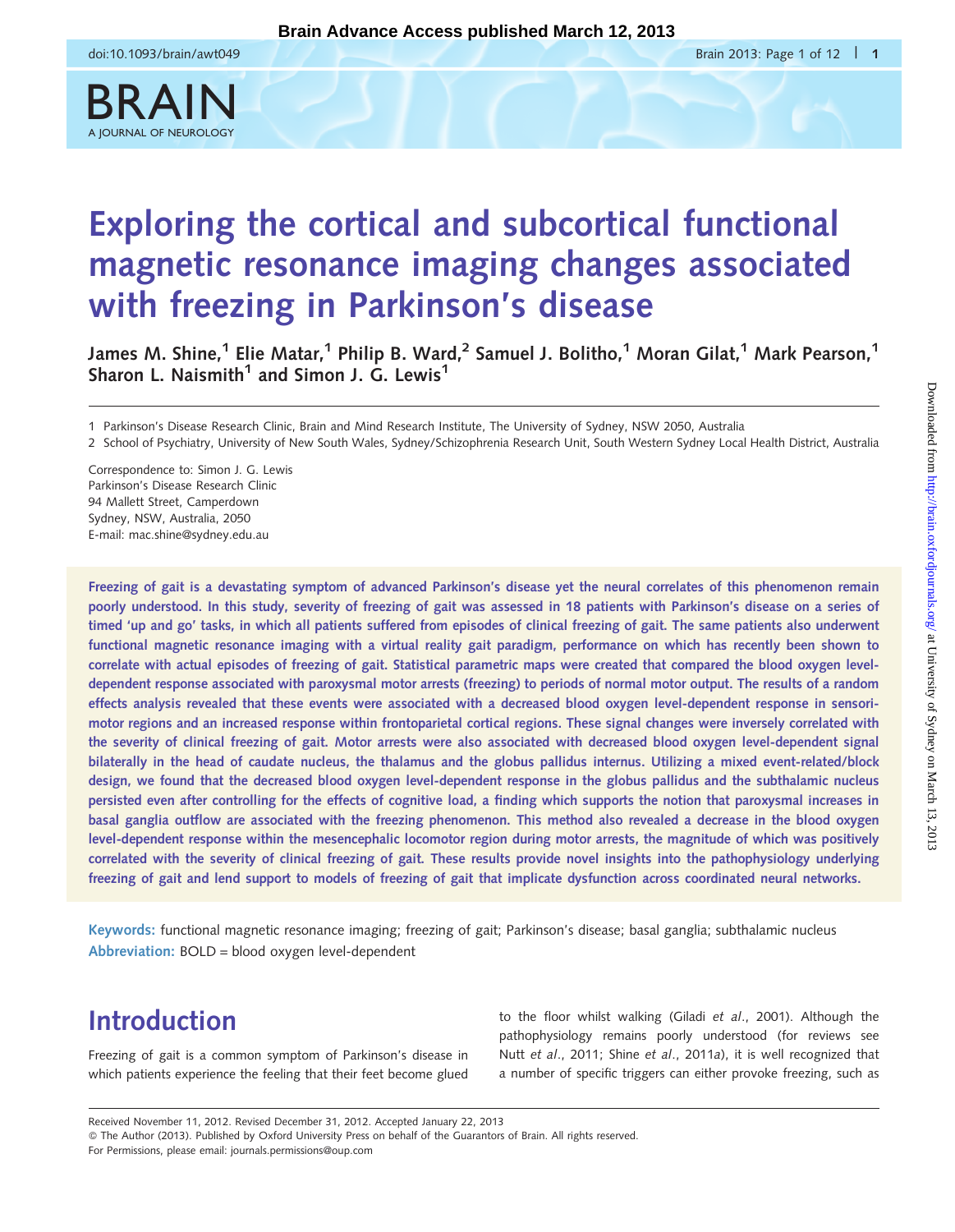# Exploring the cortical and subcortical functional magnetic resonance imaging changes associated with freezing in Parkinson's disease

James M. Shine,[1] Elie Matar,[1] Philip B. Ward,[2] Samuel J. Bolitho,[1] Moran Gilat,[1] Mark Pearson,[1] Sharon L. Naismith[1] and Simon J. G. Lewis[1]

1 Parkinson's Disease Research Clinic, Brain and Mind Research Institute, The University of Sydney, NSW 2050, Australia

2 School of Psychiatry, University of New South Wales, Sydney/Schizophrenia Research Unit, South Western Sydney Local Health District, Australia

Correspondence to: Simon J. G. Lewis
Parkinson's Disease Research Clinic
94 Mallett Street, Camperdown
Sydney, NSW, Australia, 2050
E-mail: mac.shine@sydney.edu.au

**Freezing of gait is a devastating symptom of advanced Parkinson's disease yet the neural correlates of this phenomenon remain poorly understood. In this study, severity of freezing of gait was assessed in 18 patients with Parkinson's disease on a series of timed 'up and go' tasks, in which all patients suffered from episodes of clinical freezing of gait. The same patients also underwent functional magnetic resonance imaging with a virtual reality gait paradigm, performance on which has recently been shown to correlate with actual episodes of freezing of gait. Statistical parametric maps were created that compared the blood oxygen level-dependent response associated with paroxysmal motor arrests (freezing) to periods of normal motor output. The results of a random effects analysis revealed that these events were associated with a decreased blood oxygen level-dependent response in sensorimotor regions and an increased response within frontoparietal cortical regions. These signal changes were inversely correlated with the severity of clinical freezing of gait. Motor arrests were also associated with decreased blood oxygen level-dependent signal bilaterally in the head of caudate nucleus, the thalamus and the globus pallidus internus. Utilizing a mixed event-related/block design, we found that the decreased blood oxygen level-dependent response in the globus pallidus and the subthalamic nucleus persisted even after controlling for the effects of cognitive load, a finding which supports the notion that paroxysmal increases in basal ganglia outflow are associated with the freezing phenomenon. This method also revealed a decrease in the blood oxygen level-dependent response within the mesencephalic locomotor region during motor arrests, the magnitude of which was positively correlated with the severity of clinical freezing of gait. These results provide novel insights into the pathophysiology underlying freezing of gait and lend support to models of freezing of gait that implicate dysfunction across coordinated neural networks.**

**Keywords:** functional magnetic resonance imaging; freezing of gait; Parkinson's disease; basal ganglia; subthalamic nucleus

**Abbreviation:** BOLD = blood oxygen level-dependent

## Introduction

Freezing of gait is a common symptom of Parkinson's disease in which patients experience the feeling that their feet become glued to the floor whilst walking (Giladi *et al*., 2001). Although the pathophysiology remains poorly understood (for reviews see Nutt *et al*., 2011; Shine *et al*., 2011*a*), it is well recognized that a number of specific triggers can either provoke freezing, such as

Received November 11, 2012. Revised December 31, 2012. Accepted January 22, 2013

© The Author (2013). Published by Oxford University Press on behalf of the Guarantors of Brain. All rights reserved.
For Permissions, please email: journals.permissions@oup.com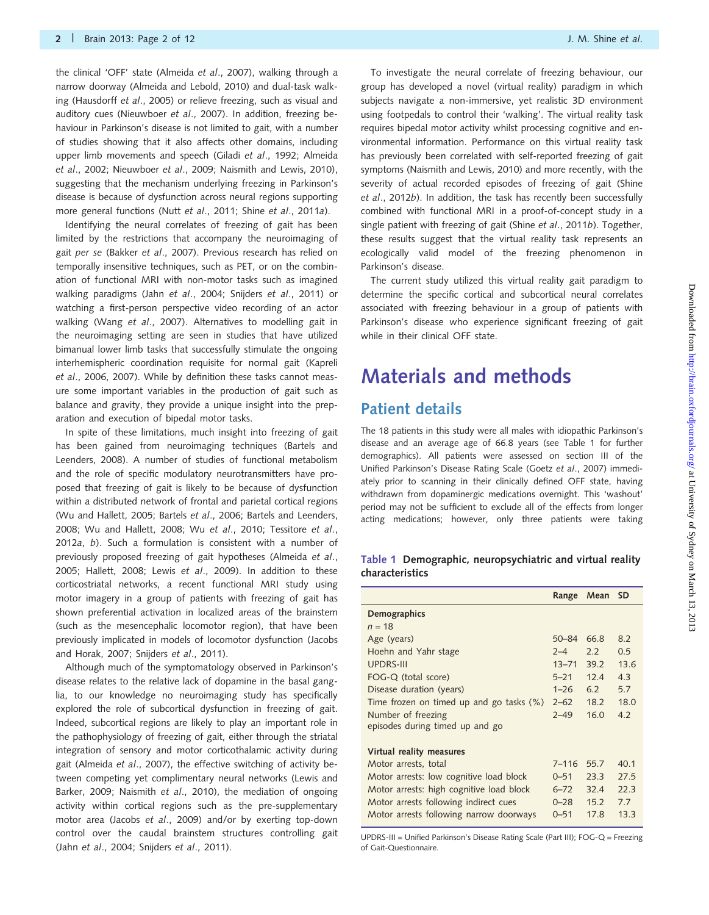the clinical 'OFF' state (Almeida *et al*., 2007), walking through a narrow doorway (Almeida and Lebold, 2010) and dual-task walking (Hausdorff *et al*., 2005) or relieve freezing, such as visual and auditory cues (Nieuwboer *et al*., 2007). In addition, freezing behaviour in Parkinson's disease is not limited to gait, with a number of studies showing that it also affects other domains, including upper limb movements and speech (Giladi *et al*., 1992; Almeida *et al*., 2002; Nieuwboer *et al*., 2009; Naismith and Lewis, 2010), suggesting that the mechanism underlying freezing in Parkinson's disease is because of dysfunction across neural regions supporting more general functions (Nutt *et al*., 2011; Shine *et al*., 2011*a*).

Identifying the neural correlates of freezing of gait has been limited by the restrictions that accompany the neuroimaging of gait *per se* (Bakker *et al*., 2007). Previous research has relied on temporally insensitive techniques, such as PET, or on the combination of functional MRI with non-motor tasks such as imagined walking paradigms (Jahn *et al*., 2004; Snijders *et al*., 2011) or watching a first-person perspective video recording of an actor walking (Wang *et al*., 2007). Alternatives to modelling gait in the neuroimaging setting are seen in studies that have utilized bimanual lower limb tasks that successfully stimulate the ongoing interhemispheric coordination requisite for normal gait (Kapreli *et al*., 2006, 2007). While by definition these tasks cannot measure some important variables in the production of gait such as balance and gravity, they provide a unique insight into the preparation and execution of bipedal motor tasks.

In spite of these limitations, much insight into freezing of gait has been gained from neuroimaging techniques (Bartels and Leenders, 2008). A number of studies of functional metabolism and the role of specific modulatory neurotransmitters have proposed that freezing of gait is likely to be because of dysfunction within a distributed network of frontal and parietal cortical regions (Wu and Hallett, 2005; Bartels *et al*., 2006; Bartels and Leenders, 2008; Wu and Hallett, 2008; Wu *et al*., 2010; Tessitore *et al*., 2012*a*, *b*). Such a formulation is consistent with a number of previously proposed freezing of gait hypotheses (Almeida *et al*., 2005; Hallett, 2008; Lewis *et al*., 2009). In addition to these corticostriatal networks, a recent functional MRI study using motor imagery in a group of patients with freezing of gait has shown preferential activation in localized areas of the brainstem (such as the mesencephalic locomotor region), that have been previously implicated in models of locomotor dysfunction (Jacobs and Horak, 2007; Snijders *et al*., 2011).

Although much of the symptomatology observed in Parkinson's disease relates to the relative lack of dopamine in the basal ganglia, to our knowledge no neuroimaging study has specifically explored the role of subcortical dysfunction in freezing of gait. Indeed, subcortical regions are likely to play an important role in the pathophysiology of freezing of gait, either through the striatal integration of sensory and motor corticothalamic activity during gait (Almeida *et al*., 2007), the effective switching of activity between competing yet complimentary neural networks (Lewis and Barker, 2009; Naismith *et al*., 2010), the mediation of ongoing activity within cortical regions such as the pre-supplementary motor area (Jacobs *et al*., 2009) and/or by exerting top-down control over the caudal brainstem structures controlling gait (Jahn *et al*., 2004; Snijders *et al*., 2011).

To investigate the neural correlate of freezing behaviour, our group has developed a novel (virtual reality) paradigm in which subjects navigate a non-immersive, yet realistic 3D environment using footpedals to control their 'walking'. The virtual reality task requires bipedal motor activity whilst processing cognitive and environmental information. Performance on this virtual reality task has previously been correlated with self-reported freezing of gait symptoms (Naismith and Lewis, 2010) and more recently, with the severity of actual recorded episodes of freezing of gait (Shine *et al*., 2012*b*). In addition, the task has recently been successfully combined with functional MRI in a proof-of-concept study in a single patient with freezing of gait (Shine *et al*., 2011*b*). Together, these results suggest that the virtual reality task represents an ecologically valid model of the freezing phenomenon in Parkinson's disease.

The current study utilized this virtual reality gait paradigm to determine the specific cortical and subcortical neural correlates associated with freezing behaviour in a group of patients with Parkinson's disease who experience significant freezing of gait while in their clinical OFF state.

# Materials and methods

## Patient details

The 18 patients in this study were all males with idiopathic Parkinson's disease and an average age of 66.8 years (see Table 1 for further demographics). All patients were assessed on section III of the Unified Parkinson's Disease Rating Scale (Goetz *et al*., 2007) immediately prior to scanning in their clinically defined OFF state, having withdrawn from dopaminergic medications overnight. This 'washout' period may not be sufficient to exclude all of the effects from longer acting medications; however, only three patients were taking

**Table 1 Demographic, neuropsychiatric and virtual reality characteristics**

| | Range | Mean | SD |
|---|---|---|---|
| **Demographics** | | | |
| *n* = 18 | | | |
| Age (years) | 50–84 | 66.8 | 8.2 |
| Hoehn and Yahr stage | 2–4 | 2.2 | 0.5 |
| UPDRS-III | 13–71 | 39.2 | 13.6 |
| FOG-Q (total score) | 5–21 | 12.4 | 4.3 |
| Disease duration (years) | 1–26 | 6.2 | 5.7 |
| Time frozen on timed up and go tasks (%) | 2–62 | 18.2 | 18.0 |
| Number of freezing episodes during timed up and go | 2–49 | 16.0 | 4.2 |
| **Virtual reality measures** | | | |
| Motor arrests, total | 7–116 | 55.7 | 40.1 |
| Motor arrests: low cognitive load block | 0–51 | 23.3 | 27.5 |
| Motor arrests: high cognitive load block | 6–72 | 32.4 | 22.3 |
| Motor arrests following indirect cues | 0–28 | 15.2 | 7.7 |
| Motor arrests following narrow doorways | 0–51 | 17.8 | 13.3 |

UPDRS-III = Unified Parkinson's Disease Rating Scale (Part III); FOG-Q = Freezing of Gait-Questionnaire.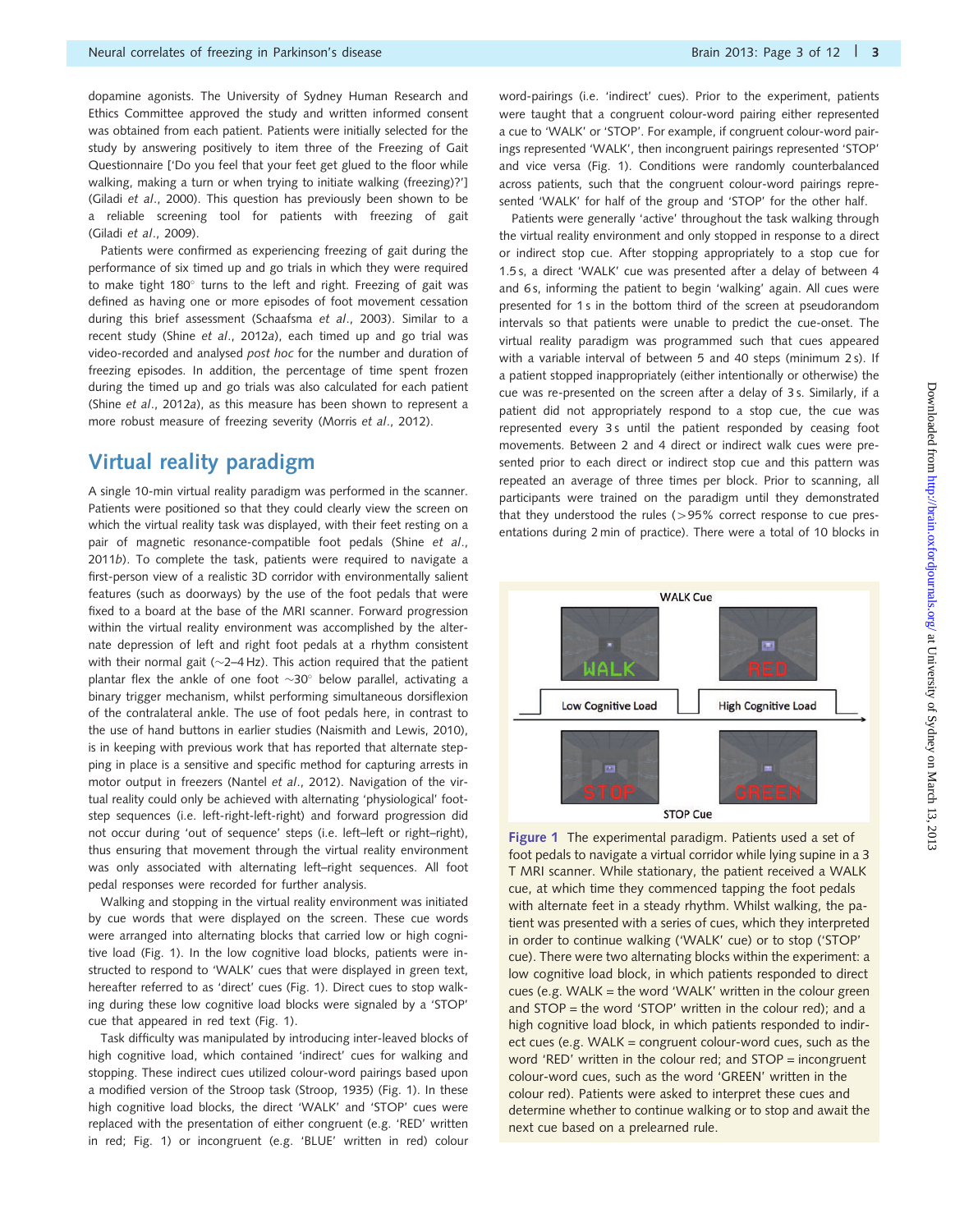dopamine agonists. The University of Sydney Human Research and Ethics Committee approved the study and written informed consent was obtained from each patient. Patients were initially selected for the study by answering positively to item three of the Freezing of Gait Questionnaire ['Do you feel that your feet get glued to the floor while walking, making a turn or when trying to initiate walking (freezing)?'] (Giladi *et al*., 2000). This question has previously been shown to be a reliable screening tool for patients with freezing of gait (Giladi *et al*., 2009).

Patients were confirmed as experiencing freezing of gait during the performance of six timed up and go trials in which they were required to make tight 180° turns to the left and right. Freezing of gait was defined as having one or more episodes of foot movement cessation during this brief assessment (Schaafsma *et al*., 2003). Similar to a recent study (Shine *et al*., 2012*a*), each timed up and go trial was video-recorded and analysed *post hoc* for the number and duration of freezing episodes. In addition, the percentage of time spent frozen during the timed up and go trials was also calculated for each patient (Shine *et al*., 2012*a*), as this measure has been shown to represent a more robust measure of freezing severity (Morris *et al*., 2012).

## Virtual reality paradigm

A single 10-min virtual reality paradigm was performed in the scanner. Patients were positioned so that they could clearly view the screen on which the virtual reality task was displayed, with their feet resting on a pair of magnetic resonance-compatible foot pedals (Shine *et al*., 2011*b*). To complete the task, patients were required to navigate a first-person view of a realistic 3D corridor with environmentally salient features (such as doorways) by the use of the foot pedals that were fixed to a board at the base of the MRI scanner. Forward progression within the virtual reality environment was accomplished by the alternate depression of left and right foot pedals at a rhythm consistent with their normal gait (~2–4 Hz). This action required that the patient plantar flex the ankle of one foot ~30° below parallel, activating a binary trigger mechanism, whilst performing simultaneous dorsiflexion of the contralateral ankle. The use of foot pedals here, in contrast to the use of hand buttons in earlier studies (Naismith and Lewis, 2010), is in keeping with previous work that has reported that alternate stepping in place is a sensitive and specific method for capturing arrests in motor output in freezers (Nantel *et al*., 2012). Navigation of the virtual reality could only be achieved with alternating 'physiological' footstep sequences (i.e. left-right-left-right) and forward progression did not occur during 'out of sequence' steps (i.e. left–left or right–right), thus ensuring that movement through the virtual reality environment was only associated with alternating left–right sequences. All foot pedal responses were recorded for further analysis.

Walking and stopping in the virtual reality environment was initiated by cue words that were displayed on the screen. These cue words were arranged into alternating blocks that carried low or high cognitive load (Fig. 1). In the low cognitive load blocks, patients were instructed to respond to 'WALK' cues that were displayed in green text, hereafter referred to as 'direct' cues (Fig. 1). Direct cues to stop walking during these low cognitive load blocks were signaled by a 'STOP' cue that appeared in red text (Fig. 1).

Task difficulty was manipulated by introducing inter-leaved blocks of high cognitive load, which contained 'indirect' cues for walking and stopping. These indirect cues utilized colour-word pairings based upon a modified version of the Stroop task (Stroop, 1935) (Fig. 1). In these high cognitive load blocks, the direct 'WALK' and 'STOP' cues were replaced with the presentation of either congruent (e.g. 'RED' written in red; Fig. 1) or incongruent (e.g. 'BLUE' written in red) colour word-pairings (i.e. 'indirect' cues). Prior to the experiment, patients were taught that a congruent colour-word pairing either represented a cue to 'WALK' or 'STOP'. For example, if congruent colour-word pairings represented 'WALK', then incongruent pairings represented 'STOP' and vice versa (Fig. 1). Conditions were randomly counterbalanced across patients, such that the congruent colour-word pairings represented 'WALK' for half of the group and 'STOP' for the other half.

Patients were generally 'active' throughout the task walking through the virtual reality environment and only stopped in response to a direct or indirect stop cue. After stopping appropriately to a stop cue for 1.5 s, a direct 'WALK' cue was presented after a delay of between 4 and 6 s, informing the patient to begin 'walking' again. All cues were presented for 1 s in the bottom third of the screen at pseudorandom intervals so that patients were unable to predict the cue-onset. The virtual reality paradigm was programmed such that cues appeared with a variable interval of between 5 and 40 steps (minimum 2 s). If a patient stopped inappropriately (either intentionally or otherwise) the cue was re-presented on the screen after a delay of 3 s. Similarly, if a patient did not appropriately respond to a stop cue, the cue was represented every 3 s until the patient responded by ceasing foot movements. Between 2 and 4 direct or indirect walk cues were presented prior to each direct or indirect stop cue and this pattern was repeated an average of three times per block. Prior to scanning, all participants were trained on the paradigm until they demonstrated that they understood the rules (>95% correct response to cue presentations during 2 min of practice). There were a total of 10 blocks in

**Figure 1** The experimental paradigm. Patients used a set of foot pedals to navigate a virtual corridor while lying supine in a 3 T MRI scanner. While stationary, the patient received a WALK cue, at which time they commenced tapping the foot pedals with alternate feet in a steady rhythm. Whilst walking, the patient was presented with a series of cues, which they interpreted in order to continue walking ('WALK' cue) or to stop ('STOP' cue). There were two alternating blocks within the experiment: a low cognitive load block, in which patients responded to direct cues (e.g. WALK = the word 'WALK' written in the colour green and STOP = the word 'STOP' written in the colour red); and a high cognitive load block, in which patients responded to indirect cues (e.g. WALK = congruent colour-word cues, such as the word 'RED' written in the colour red; and STOP = incongruent colour-word cues, such as the word 'GREEN' written in the colour red). Patients were asked to interpret these cues and determine whether to continue walking or to stop and await the next cue based on a prelearned rule.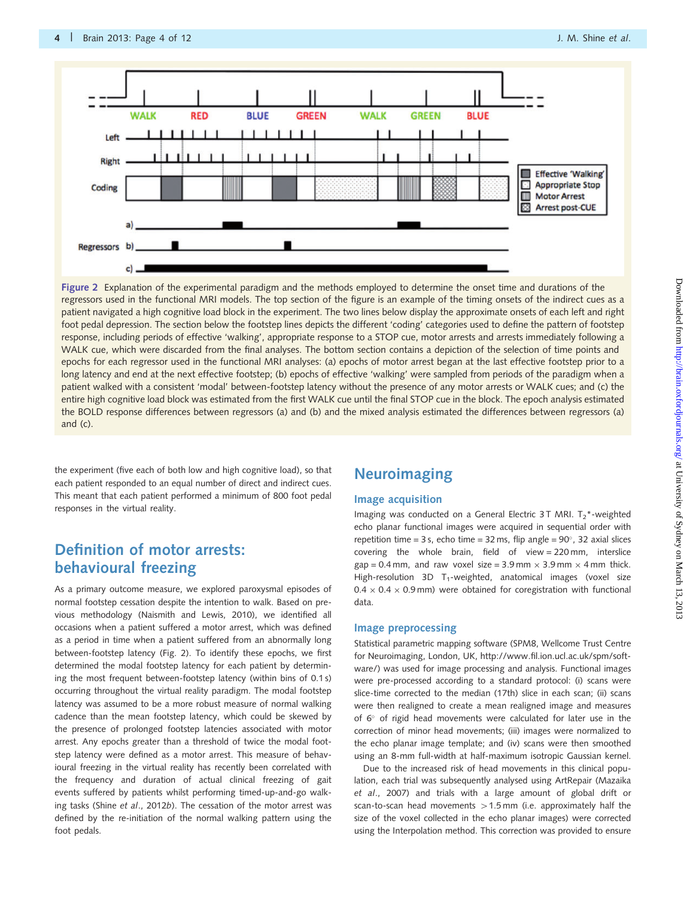Figure 2 Explanation of the experimental paradigm and the methods employed to determine the onset time and durations of the regressors used in the functional MRI models. The top section of the figure is an example of the timing onsets of the indirect cues as a patient navigated a high cognitive load block in the experiment. The two lines below display the approximate onsets of each left and right foot pedal depression. The section below the footstep lines depicts the different 'coding' categories used to define the pattern of footstep response, including periods of effective 'walking', appropriate response to a STOP cue, motor arrests and arrests immediately following a WALK cue, which were discarded from the final analyses. The bottom section contains a depiction of the selection of time points and epochs for each regressor used in the functional MRI analyses: (a) epochs of motor arrest began at the last effective footstep prior to a long latency and end at the next effective footstep; (b) epochs of effective 'walking' were sampled from periods of the paradigm when a patient walked with a consistent 'modal' between-footstep latency without the presence of any motor arrests or WALK cues; and (c) the entire high cognitive load block was estimated from the first WALK cue until the final STOP cue in the block. The epoch analysis estimated the BOLD response differences between regressors (a) and (b) and the mixed analysis estimated the differences between regressors (a) and (c).

the experiment (five each of both low and high cognitive load), so that each patient responded to an equal number of direct and indirect cues. This meant that each patient performed a minimum of 800 foot pedal responses in the virtual reality.

## Definition of motor arrests: behavioural freezing

As a primary outcome measure, we explored paroxysmal episodes of normal footstep cessation despite the intention to walk. Based on previous methodology (Naismith and Lewis, 2010), we identified all occasions when a patient suffered a motor arrest, which was defined as a period in time when a patient suffered from an abnormally long between-footstep latency (Fig. 2). To identify these epochs, we first determined the modal footstep latency for each patient by determining the most frequent between-footstep latency (within bins of 0.1 s) occurring throughout the virtual reality paradigm. The modal footstep latency was assumed to be a more robust measure of normal walking cadence than the mean footstep latency, which could be skewed by the presence of prolonged footstep latencies associated with motor arrest. Any epochs greater than a threshold of twice the modal footstep latency were defined as a motor arrest. This measure of behavioural freezing in the virtual reality has recently been correlated with the frequency and duration of actual clinical freezing of gait events suffered by patients whilst performing timed-up-and-go walking tasks (Shine *et al*., 2012*b*). The cessation of the motor arrest was defined by the re-initiation of the normal walking pattern using the foot pedals.

## Neuroimaging

### Image acquisition

Imaging was conducted on a General Electric 3 T MRI. $T_2$*-weighted echo planar functional images were acquired in sequential order with repetition time = 3 s, echo time = 32 ms, flip angle = 90°, 32 axial slices covering the whole brain, field of view = 220 mm, interslice gap = 0.4 mm, and raw voxel size = 3.9 mm × 3.9 mm × 4 mm thick. High-resolution 3D $T_1$-weighted, anatomical images (voxel size 0.4 × 0.4 × 0.9 mm) were obtained for coregistration with functional data.

### Image preprocessing

Statistical parametric mapping software (SPM8, Wellcome Trust Centre for Neuroimaging, London, UK, http://www.fil.ion.ucl.ac.uk/spm/software/) was used for image processing and analysis. Functional images were pre-processed according to a standard protocol: (i) scans were slice-time corrected to the median (17th) slice in each scan; (ii) scans were then realigned to create a mean realigned image and measures of 6° of rigid head movements were calculated for later use in the correction of minor head movements; (iii) images were normalized to the echo planar image template; and (iv) scans were then smoothed using an 8-mm full-width at half-maximum isotropic Gaussian kernel.

Due to the increased risk of head movements in this clinical population, each trial was subsequently analysed using ArtRepair (Mazaika *et al*., 2007) and trials with a large amount of global drift or scan-to-scan head movements >1.5 mm (i.e. approximately half the size of the voxel collected in the echo planar images) were corrected using the Interpolation method. This correction was provided to ensure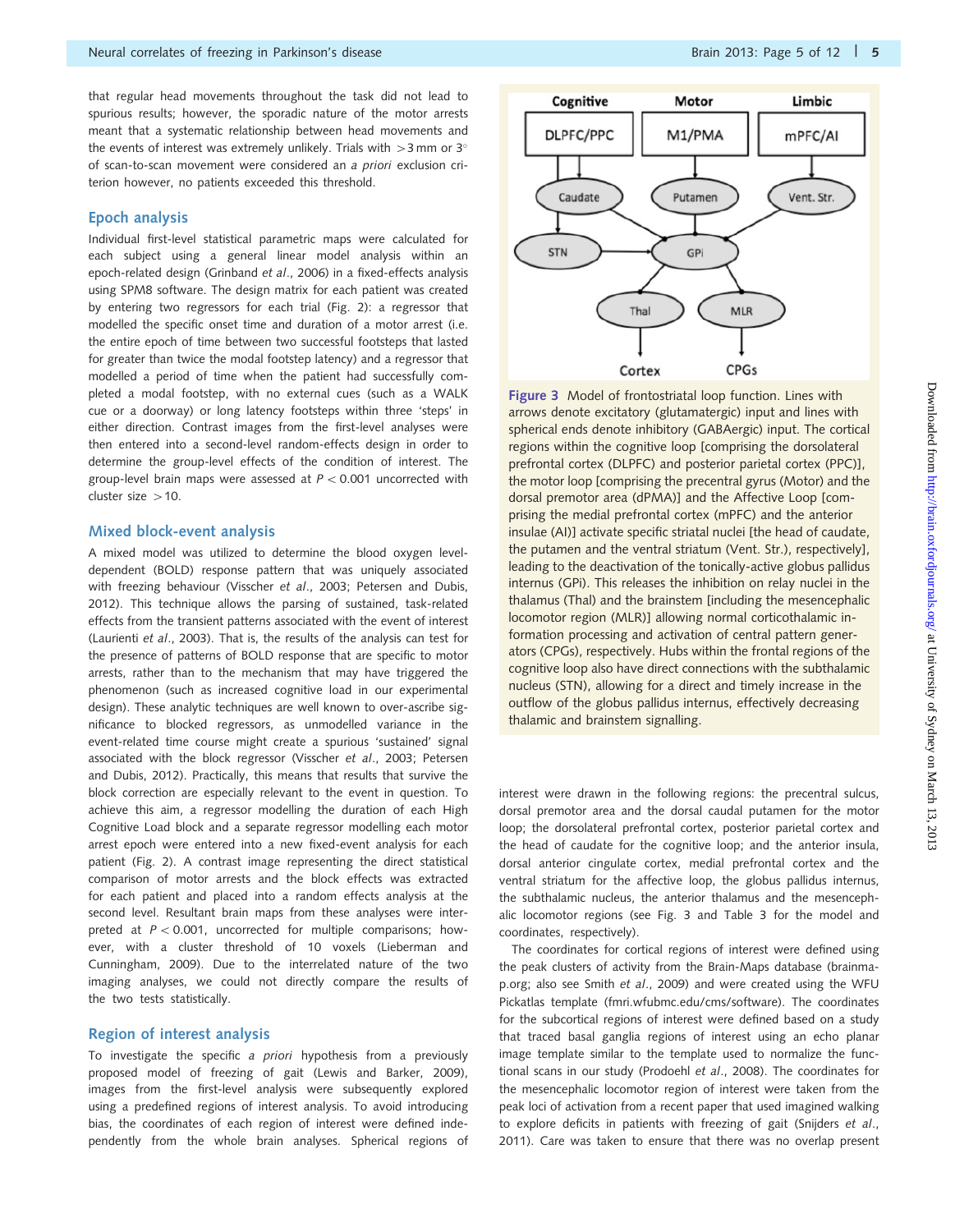that regular head movements throughout the task did not lead to spurious results; however, the sporadic nature of the motor arrests meant that a systematic relationship between head movements and the events of interest was extremely unlikely. Trials with >3 mm or 3° of scan-to-scan movement were considered an *a priori* exclusion criterion however, no patients exceeded this threshold.

## Epoch analysis

Individual first-level statistical parametric maps were calculated for each subject using a general linear model analysis within an epoch-related design (Grinband *et al*., 2006) in a fixed-effects analysis using SPM8 software. The design matrix for each patient was created by entering two regressors for each trial (Fig. 2): a regressor that modelled the specific onset time and duration of a motor arrest (i.e. the entire epoch of time between two successful footsteps that lasted for greater than twice the modal footstep latency) and a regressor that modelled a period of time when the patient had successfully completed a modal footstep, with no external cues (such as a WALK cue or a doorway) or long latency footsteps within three 'steps' in either direction. Contrast images from the first-level analyses were then entered into a second-level random-effects design in order to determine the group-level effects of the condition of interest. The group-level brain maps were assessed at $P < 0.001$ uncorrected with cluster size >10.

## Mixed block-event analysis

A mixed model was utilized to determine the blood oxygen level-dependent (BOLD) response pattern that was uniquely associated with freezing behaviour (Visscher *et al*., 2003; Petersen and Dubis, 2012). This technique allows the parsing of sustained, task-related effects from the transient patterns associated with the event of interest (Laurienti *et al*., 2003). That is, the results of the analysis can test for the presence of patterns of BOLD response that are specific to motor arrests, rather than to the mechanism that may have triggered the phenomenon (such as increased cognitive load in our experimental design). These analytic techniques are well known to over-ascribe significance to blocked regressors, as unmodelled variance in the event-related time course might create a spurious 'sustained' signal associated with the block regressor (Visscher *et al*., 2003; Petersen and Dubis, 2012). Practically, this means that results that survive the block correction are especially relevant to the event in question. To achieve this aim, a regressor modelling the duration of each High Cognitive Load block and a separate regressor modelling each motor arrest epoch were entered into a new fixed-event analysis for each patient (Fig. 2). A contrast image representing the direct statistical comparison of motor arrests and the block effects was extracted for each patient and placed into a random effects analysis at the second level. Resultant brain maps from these analyses were interpreted at $P < 0.001$, uncorrected for multiple comparisons; however, with a cluster threshold of 10 voxels (Lieberman and Cunningham, 2009). Due to the interrelated nature of the two imaging analyses, we could not directly compare the results of the two tests statistically.

## Region of interest analysis

To investigate the specific *a priori* hypothesis from a previously proposed model of freezing of gait (Lewis and Barker, 2009), images from the first-level analysis were subsequently explored using a predefined regions of interest analysis. To avoid introducing bias, the coordinates of each region of interest were defined independently from the whole brain analyses. Spherical regions of interest were drawn in the following regions: the precentral sulcus, dorsal premotor area and the dorsal caudal putamen for the motor loop; the dorsolateral prefrontal cortex, posterior parietal cortex and the head of caudate for the cognitive loop; and the anterior insula, dorsal anterior cingulate cortex, medial prefrontal cortex and the ventral striatum for the affective loop, the globus pallidus internus, the subthalamic nucleus, the anterior thalamus and the mesencephalic locomotor regions (see Fig. 3 and Table 3 for the model and coordinates, respectively).

The coordinates for cortical regions of interest were defined using the peak clusters of activity from the Brain-Maps database (brainmap.org; also see Smith *et al*., 2009) and were created using the WFU Pickatlas template (fmri.wfubmc.edu/cms/software). The coordinates for the subcortical regions of interest were defined based on a study that traced basal ganglia regions of interest using an echo planar image template similar to the template used to normalize the functional scans in our study (Prodoehl *et al*., 2008). The coordinates for the mesencephalic locomotor region of interest were taken from the peak loci of activation from a recent paper that used imagined walking to explore deficits in patients with freezing of gait (Snijders *et al*., 2011). Care was taken to ensure that there was no overlap present

**Figure 3** Model of frontostriatal loop function. Lines with arrows denote excitatory (glutamatergic) input and lines with spherical ends denote inhibitory (GABAergic) input. The cortical regions within the cognitive loop [comprising the dorsolateral prefrontal cortex (DLPFC) and posterior parietal cortex (PPC)], the motor loop [comprising the precentral gyrus (Motor) and the dorsal premotor area (dPMA)] and the Affective Loop [comprising the medial prefrontal cortex (mPFC) and the anterior insulae (AI)] activate specific striatal nuclei [the head of caudate, the putamen and the ventral striatum (Vent. Str.), respectively], leading to the deactivation of the tonically-active globus pallidus internus (GPi). This releases the inhibition on relay nuclei in the thalamus (Thal) and the brainstem [including the mesencephalic locomotor region (MLR)] allowing normal corticothalamic information processing and activation of central pattern generators (CPGs), respectively. Hubs within the frontal regions of the cognitive loop also have direct connections with the subthalamic nucleus (STN), allowing for a direct and timely increase in the outflow of the globus pallidus internus, effectively decreasing thalamic and brainstem signalling.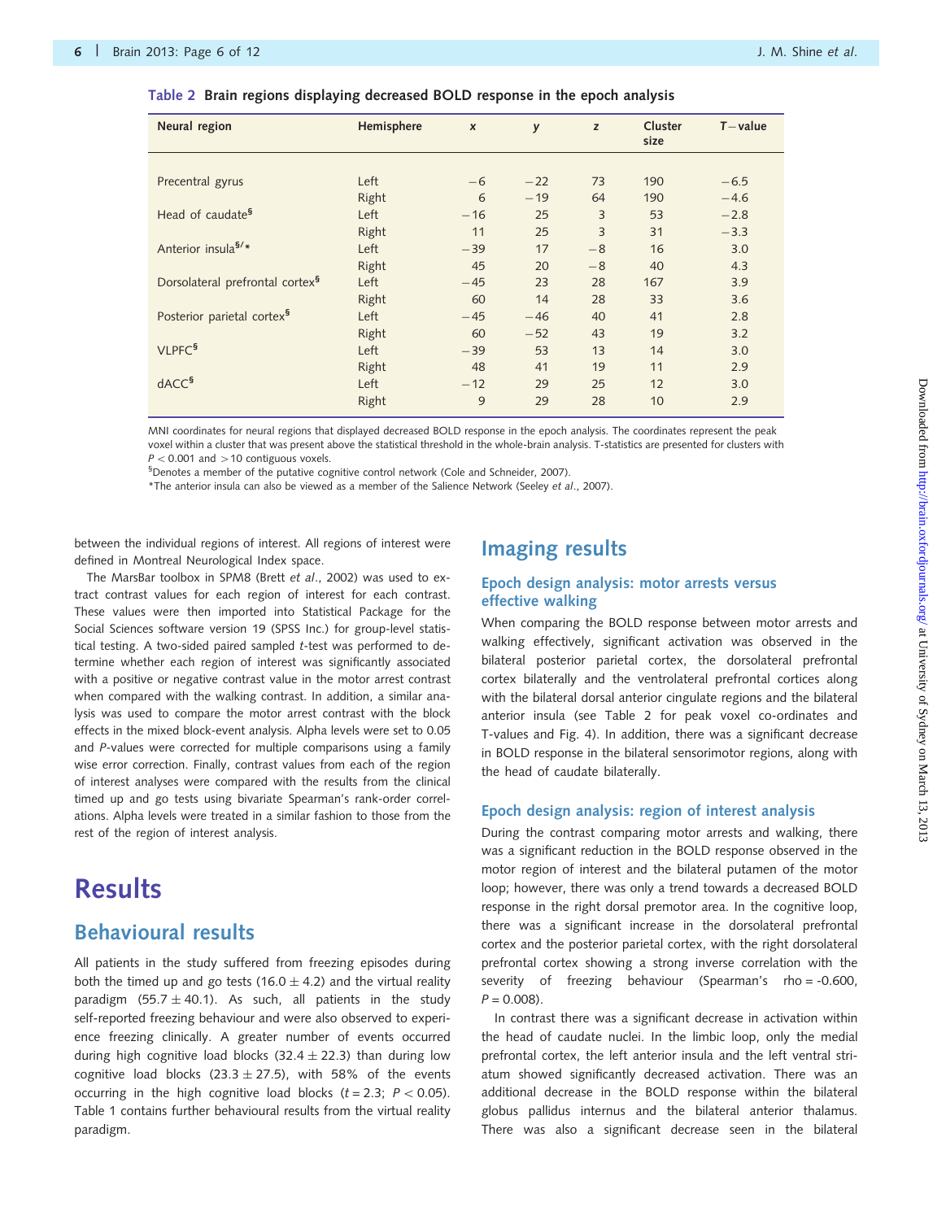**Table 2 Brain regions displaying decreased BOLD response in the epoch analysis**

| Neural region | Hemisphere | x | y | z | Cluster size | T−value |
|---|---|---|---|---|---|---|
| Precentral gyrus | Left | −6 | −22 | 73 | 190 | −6.5 |
| | Right | 6 | −19 | 64 | 190 | −4.6 |
| Head of caudate§ | Left | −16 | 25 | 3 | 53 | −2.8 |
| | Right | 11 | 25 | 3 | 31 | −3.3 |
| Anterior insula§/* | Left | −39 | 17 | −8 | 16 | 3.0 |
| | Right | 45 | 20 | −8 | 40 | 4.3 |
| Dorsolateral prefrontal cortex§ | Left | −45 | 23 | 28 | 167 | 3.9 |
| | Right | 60 | 14 | 28 | 33 | 3.6 |
| Posterior parietal cortex§ | Left | −45 | −46 | 40 | 41 | 2.8 |
| | Right | 60 | −52 | 43 | 19 | 3.2 |
| VLPFC§ | Left | −39 | 53 | 13 | 14 | 3.0 |
| | Right | 48 | 41 | 19 | 11 | 2.9 |
| dACC§ | Left | −12 | 29 | 25 | 12 | 3.0 |
| | Right | 9 | 29 | 28 | 10 | 2.9 |

MNI coordinates for neural regions that displayed decreased BOLD response in the epoch analysis. The coordinates represent the peak voxel within a cluster that was present above the statistical threshold in the whole-brain analysis. T-statistics are presented for clusters with $P < 0.001$ and $>10$ contiguous voxels.

§Denotes a member of the putative cognitive control network (Cole and Schneider, 2007).

*The anterior insula can also be viewed as a member of the Salience Network (Seeley *et al*., 2007).

between the individual regions of interest. All regions of interest were defined in Montreal Neurological Index space.

The MarsBar toolbox in SPM8 (Brett *et al*., 2002) was used to extract contrast values for each region of interest for each contrast. These values were then imported into Statistical Package for the Social Sciences software version 19 (SPSS Inc.) for group-level statistical testing. A two-sided paired sampled *t*-test was performed to determine whether each region of interest was significantly associated with a positive or negative contrast value in the motor arrest contrast when compared with the walking contrast. In addition, a similar analysis was used to compare the motor arrest contrast with the block effects in the mixed block-event analysis. Alpha levels were set to 0.05 and *P*-values were corrected for multiple comparisons using a family wise error correction. Finally, contrast values from each of the region of interest analyses were compared with the results from the clinical timed up and go tests using bivariate Spearman's rank-order correlations. Alpha levels were treated in a similar fashion to those from the rest of the region of interest analysis.

# Results

## Behavioural results

All patients in the study suffered from freezing episodes during both the timed up and go tests ($16.0 \pm 4.2$) and the virtual reality paradigm ($55.7 \pm 40.1$). As such, all patients in the study self-reported freezing behaviour and were also observed to experience freezing clinically. A greater number of events occurred during high cognitive load blocks ($32.4 \pm 22.3$) than during low cognitive load blocks ($23.3 \pm 27.5$), with 58% of the events occurring in the high cognitive load blocks ($t = 2.3$; $P < 0.05$). Table 1 contains further behavioural results from the virtual reality paradigm.

## Imaging results

### Epoch design analysis: motor arrests versus effective walking

When comparing the BOLD response between motor arrests and walking effectively, significant activation was observed in the bilateral posterior parietal cortex, the dorsolateral prefrontal cortex bilaterally and the ventrolateral prefrontal cortices along with the bilateral dorsal anterior cingulate regions and the bilateral anterior insula (see Table 2 for peak voxel co-ordinates and T-values and Fig. 4). In addition, there was a significant decrease in BOLD response in the bilateral sensorimotor regions, along with the head of caudate bilaterally.

### Epoch design analysis: region of interest analysis

During the contrast comparing motor arrests and walking, there was a significant reduction in the BOLD response observed in the motor region of interest and the bilateral putamen of the motor loop; however, there was only a trend towards a decreased BOLD response in the right dorsal premotor area. In the cognitive loop, there was a significant increase in the dorsolateral prefrontal cortex and the posterior parietal cortex, with the right dorsolateral prefrontal cortex showing a strong inverse correlation with the severity of freezing behaviour (Spearman's rho = -0.600, $P = 0.008$).

In contrast there was a significant decrease in activation within the head of caudate nuclei. In the limbic loop, only the medial prefrontal cortex, the left anterior insula and the left ventral striatum showed significantly decreased activation. There was an additional decrease in the BOLD response within the bilateral globus pallidus internus and the bilateral anterior thalamus. There was also a significant decrease seen in the bilateral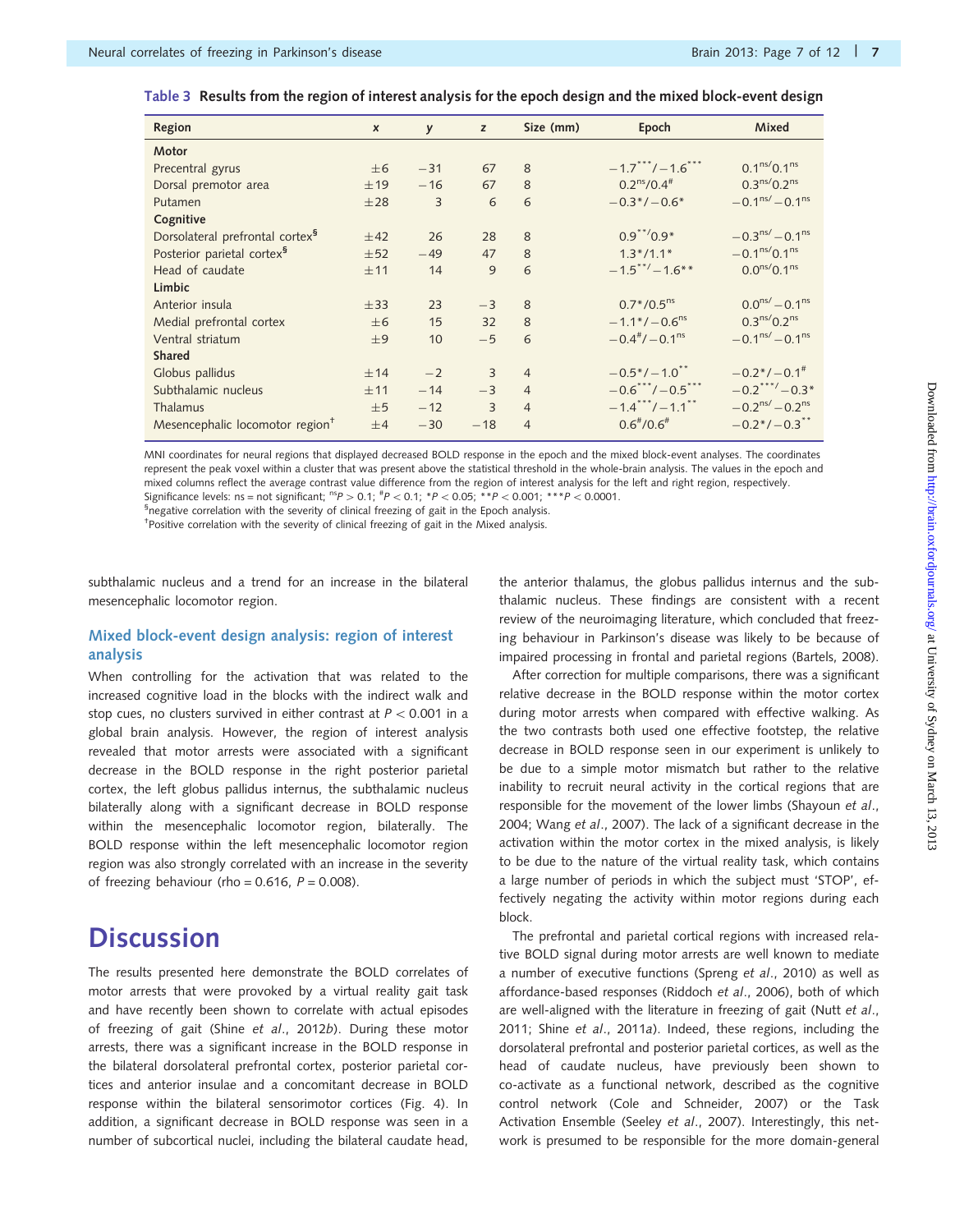**Table 3 Results from the region of interest analysis for the epoch design and the mixed block-event design**

| Region | x | y | z | Size (mm) | Epoch | Mixed |
|---|---|---|---|---|---|---|
| **Motor** | | | | | | |
| Precentral gyrus | ±6 | −31 | 67 | 8 | $-1.7^{***}/-1.6^{***}$ | $0.1^{ns}/0.1^{ns}$ |
| Dorsal premotor area | ±19 | −16 | 67 | 8 | $0.2^{ns}/0.4^{\#}$ | $0.3^{ns}/0.2^{ns}$ |
| Putamen | ±28 | 3 | 6 | 6 | $-0.3^{*}/-0.6^{*}$ | $-0.1^{ns}/-0.1^{ns}$ |
| **Cognitive** | | | | | | |
| Dorsolateral prefrontal cortex§ | ±42 | 26 | 28 | 8 | $0.9^{**}/0.9^{*}$ | $-0.3^{ns}/-0.1^{ns}$ |
| Posterior parietal cortex§ | ±52 | −49 | 47 | 8 | $1.3^{*}/1.1^{*}$ | $-0.1^{ns}/0.1^{ns}$ |
| Head of caudate | ±11 | 14 | 9 | 6 | $-1.5^{**}/-1.6^{**}$ | $0.0^{ns}/0.1^{ns}$ |
| **Limbic** | | | | | | |
| Anterior insula | ±33 | 23 | −3 | 8 | $0.7^{*}/0.5^{ns}$ | $0.0^{ns}/-0.1^{ns}$ |
| Medial prefrontal cortex | ±6 | 15 | 32 | 8 | $-1.1^{*}/-0.6^{ns}$ | $0.3^{ns}/0.2^{ns}$ |
| Ventral striatum | ±9 | 10 | −5 | 6 | $-0.4^{\#}/-0.1^{ns}$ | $-0.1^{ns}/-0.1^{ns}$ |
| **Shared** | | | | | | |
| Globus pallidus | ±14 | −2 | 3 | 4 | $-0.5^{*}/-1.0^{**}$ | $-0.2^{*}/-0.1^{\#}$ |
| Subthalamic nucleus | ±11 | −14 | −3 | 4 | $-0.6^{***}/-0.5^{***}$ | $-0.2^{***}/-0.3^{*}$ |
| Thalamus | ±5 | −12 | 3 | 4 | $-1.4^{***}/-1.1^{**}$ | $-0.2^{ns}/-0.2^{ns}$ |
| Mesencephalic locomotor region† | ±4 | −30 | −18 | 4 | $0.6^{\#}/0.6^{\#}$ | $-0.2^{*}/-0.3^{**}$ |

MNI coordinates for neural regions that displayed decreased BOLD response in the epoch and the mixed block-event analyses. The coordinates represent the peak voxel within a cluster that was present above the statistical threshold in the whole-brain analysis. The values in the epoch and mixed columns reflect the average contrast value difference from the region of interest analysis for the left and right region, respectively.
Significance levels: ns = not significant; $^{ns}P > 0.1$; $^{\#}P < 0.1$; $^{*}P < 0.05$; $^{**}P < 0.001$; $^{***}P < 0.0001$.
§negative correlation with the severity of clinical freezing of gait in the Epoch analysis.
†Positive correlation with the severity of clinical freezing of gait in the Mixed analysis.

subthalamic nucleus and a trend for an increase in the bilateral mesencephalic locomotor region.

### Mixed block-event design analysis: region of interest analysis

When controlling for the activation that was related to the increased cognitive load in the blocks with the indirect walk and stop cues, no clusters survived in either contrast at $P < 0.001$ in a global brain analysis. However, the region of interest analysis revealed that motor arrests were associated with a significant decrease in the BOLD response in the right posterior parietal cortex, the left globus pallidus internus, the subthalamic nucleus bilaterally along with a significant decrease in BOLD response within the mesencephalic locomotor region, bilaterally. The BOLD response within the left mesencephalic locomotor region region was also strongly correlated with an increase in the severity of freezing behaviour (rho = 0.616, $P = 0.008$).

# Discussion

The results presented here demonstrate the BOLD correlates of motor arrests that were provoked by a virtual reality gait task and have recently been shown to correlate with actual episodes of freezing of gait (Shine *et al*., 2012*b*). During these motor arrests, there was a significant increase in the BOLD response in the bilateral dorsolateral prefrontal cortex, posterior parietal cortices and anterior insulae and a concomitant decrease in BOLD response within the bilateral sensorimotor cortices (Fig. 4). In addition, a significant decrease in BOLD response was seen in a number of subcortical nuclei, including the bilateral caudate head, the anterior thalamus, the globus pallidus internus and the subthalamic nucleus. These findings are consistent with a recent review of the neuroimaging literature, which concluded that freezing behaviour in Parkinson's disease was likely to be because of impaired processing in frontal and parietal regions (Bartels, 2008).

After correction for multiple comparisons, there was a significant relative decrease in the BOLD response within the motor cortex during motor arrests when compared with effective walking. As the two contrasts both used one effective footstep, the relative decrease in BOLD response seen in our experiment is unlikely to be due to a simple motor mismatch but rather to the relative inability to recruit neural activity in the cortical regions that are responsible for the movement of the lower limbs (Shayoun *et al*., 2004; Wang *et al*., 2007). The lack of a significant decrease in the activation within the motor cortex in the mixed analysis, is likely to be due to the nature of the virtual reality task, which contains a large number of periods in which the subject must 'STOP', effectively negating the activity within motor regions during each block.

The prefrontal and parietal cortical regions with increased relative BOLD signal during motor arrests are well known to mediate a number of executive functions (Spreng *et al*., 2010) as well as affordance-based responses (Riddoch *et al*., 2006), both of which are well-aligned with the literature in freezing of gait (Nutt *et al*., 2011; Shine *et al*., 2011*a*). Indeed, these regions, including the dorsolateral prefrontal and posterior parietal cortices, as well as the head of caudate nucleus, have previously been shown to co-activate as a functional network, described as the cognitive control network (Cole and Schneider, 2007) or the Task Activation Ensemble (Seeley *et al*., 2007). Interestingly, this network is presumed to be responsible for the more domain-general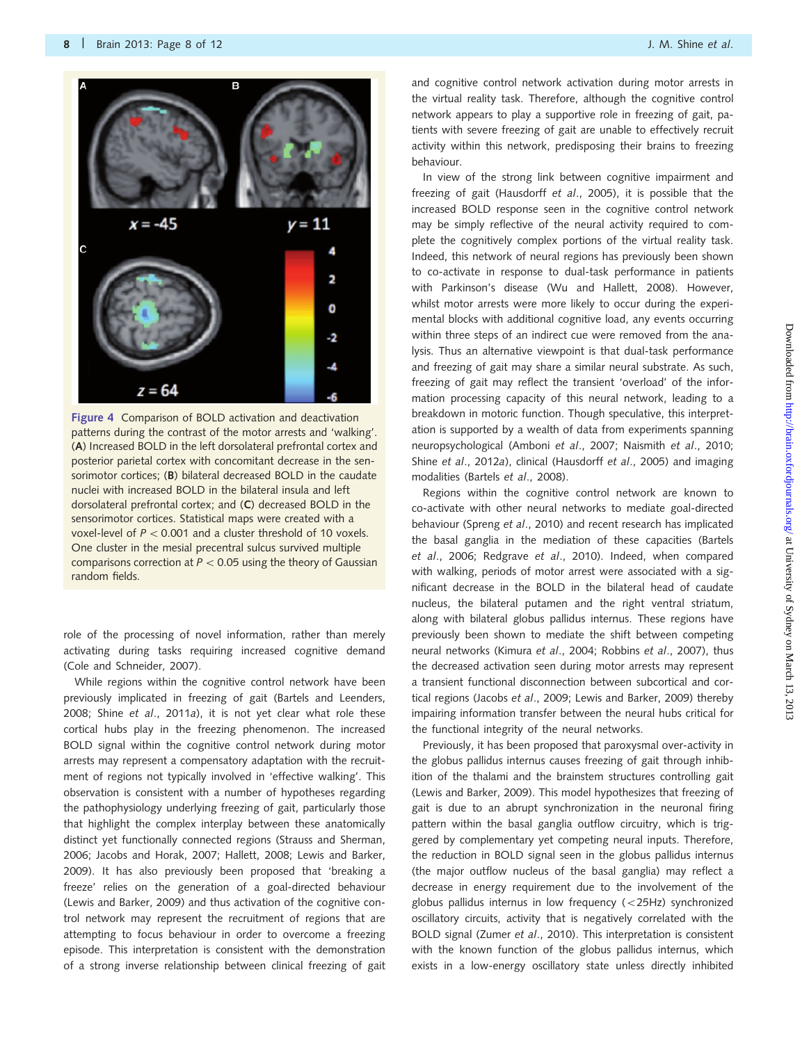Figure 4 Comparison of BOLD activation and deactivation patterns during the contrast of the motor arrests and 'walking'. (**A**) Increased BOLD in the left dorsolateral prefrontal cortex and posterior parietal cortex with concomitant decrease in the sensorimotor cortices; (**B**) bilateral decreased BOLD in the caudate nuclei with increased BOLD in the bilateral insula and left dorsolateral prefrontal cortex; and (**C**) decreased BOLD in the sensorimotor cortices. Statistical maps were created with a voxel-level of $P < 0.001$ and a cluster threshold of 10 voxels. One cluster in the mesial precentral sulcus survived multiple comparisons correction at $P < 0.05$ using the theory of Gaussian random fields.

role of the processing of novel information, rather than merely activating during tasks requiring increased cognitive demand (Cole and Schneider, 2007).

While regions within the cognitive control network have been previously implicated in freezing of gait (Bartels and Leenders, 2008; Shine *et al*., 2011*a*), it is not yet clear what role these cortical hubs play in the freezing phenomenon. The increased BOLD signal within the cognitive control network during motor arrests may represent a compensatory adaptation with the recruitment of regions not typically involved in 'effective walking'. This observation is consistent with a number of hypotheses regarding the pathophysiology underlying freezing of gait, particularly those that highlight the complex interplay between these anatomically distinct yet functionally connected regions (Strauss and Sherman, 2006; Jacobs and Horak, 2007; Hallett, 2008; Lewis and Barker, 2009). It has also previously been proposed that 'breaking a freeze' relies on the generation of a goal-directed behaviour (Lewis and Barker, 2009) and thus activation of the cognitive control network may represent the recruitment of regions that are attempting to focus behaviour in order to overcome a freezing episode. This interpretation is consistent with the demonstration of a strong inverse relationship between clinical freezing of gait and cognitive control network activation during motor arrests in the virtual reality task. Therefore, although the cognitive control network appears to play a supportive role in freezing of gait, patients with severe freezing of gait are unable to effectively recruit activity within this network, predisposing their brains to freezing behaviour.

In view of the strong link between cognitive impairment and freezing of gait (Hausdorff *et al*., 2005), it is possible that the increased BOLD response seen in the cognitive control network may be simply reflective of the neural activity required to complete the cognitively complex portions of the virtual reality task. Indeed, this network of neural regions has previously been shown to co-activate in response to dual-task performance in patients with Parkinson's disease (Wu and Hallett, 2008). However, whilst motor arrests were more likely to occur during the experimental blocks with additional cognitive load, any events occurring within three steps of an indirect cue were removed from the analysis. Thus an alternative viewpoint is that dual-task performance and freezing of gait may share a similar neural substrate. As such, freezing of gait may reflect the transient 'overload' of the information processing capacity of this neural network, leading to a breakdown in motoric function. Though speculative, this interpretation is supported by a wealth of data from experiments spanning neuropsychological (Amboni *et al*., 2007; Naismith *et al*., 2010; Shine *et al*., 2012*a*), clinical (Hausdorff *et al*., 2005) and imaging modalities (Bartels *et al*., 2008).

Regions within the cognitive control network are known to co-activate with other neural networks to mediate goal-directed behaviour (Spreng *et al*., 2010) and recent research has implicated the basal ganglia in the mediation of these capacities (Bartels *et al*., 2006; Redgrave *et al*., 2010). Indeed, when compared with walking, periods of motor arrest were associated with a significant decrease in the BOLD in the bilateral head of caudate nucleus, the bilateral putamen and the right ventral striatum, along with bilateral globus pallidus internus. These regions have previously been shown to mediate the shift between competing neural networks (Kimura *et al*., 2004; Robbins *et al*., 2007), thus the decreased activation seen during motor arrests may represent a transient functional disconnection between subcortical and cortical regions (Jacobs *et al*., 2009; Lewis and Barker, 2009) thereby impairing information transfer between the neural hubs critical for the functional integrity of the neural networks.

Previously, it has been proposed that paroxysmal over-activity in the globus pallidus internus causes freezing of gait through inhibition of the thalami and the brainstem structures controlling gait (Lewis and Barker, 2009). This model hypothesizes that freezing of gait is due to an abrupt synchronization in the neuronal firing pattern within the basal ganglia outflow circuitry, which is triggered by complementary yet competing neural inputs. Therefore, the reduction in BOLD signal seen in the globus pallidus internus (the major outflow nucleus of the basal ganglia) may reflect a decrease in energy requirement due to the involvement of the globus pallidus internus in low frequency (<25Hz) synchronized oscillatory circuits, activity that is negatively correlated with the BOLD signal (Zumer *et al*., 2010). This interpretation is consistent with the known function of the globus pallidus internus, which exists in a low-energy oscillatory state unless directly inhibited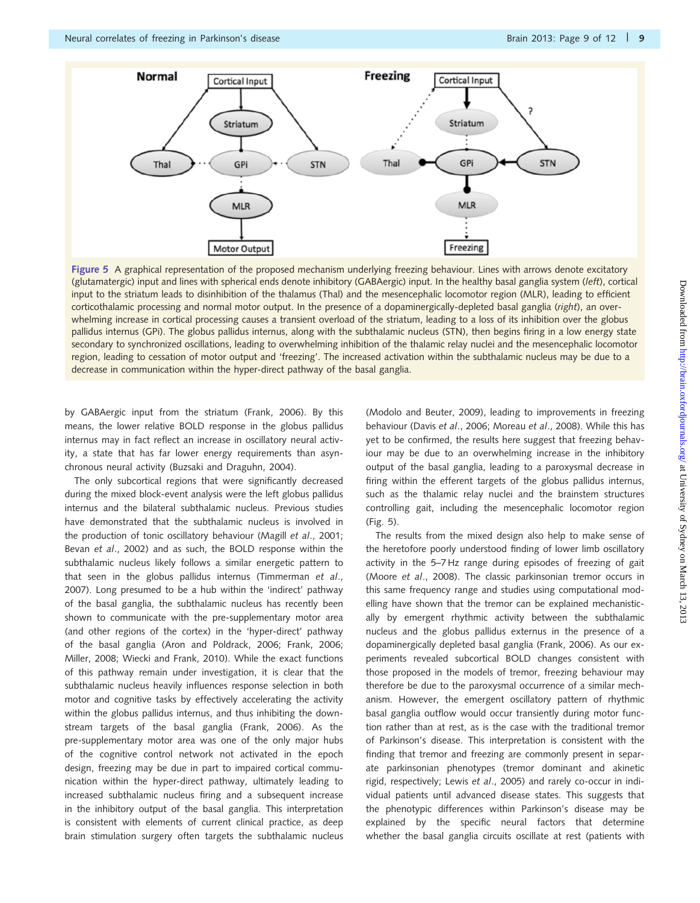Figure 5 A graphical representation of the proposed mechanism underlying freezing behaviour. Lines with arrows denote excitatory (glutamatergic) input and lines with spherical ends denote inhibitory (GABAergic) input. In the healthy basal ganglia system (*left*), cortical input to the striatum leads to disinhibition of the thalamus (Thal) and the mesencephalic locomotor region (MLR), leading to efficient corticothalamic processing and normal motor output. In the presence of a dopaminergically-depleted basal ganglia (*right*), an overwhelming increase in cortical processing causes a transient overload of the striatum, leading to a loss of its inhibition over the globus pallidus internus (GPi). The globus pallidus internus, along with the subthalamic nucleus (STN), then begins firing in a low energy state secondary to synchronized oscillations, leading to overwhelming inhibition of the thalamic relay nuclei and the mesencephalic locomotor region, leading to cessation of motor output and 'freezing'. The increased activation within the subthalamic nucleus may be due to a decrease in communication within the hyper-direct pathway of the basal ganglia.

by GABAergic input from the striatum (Frank, 2006). By this means, the lower relative BOLD response in the globus pallidus internus may in fact reflect an increase in oscillatory neural activity, a state that has far lower energy requirements than asynchronous neural activity (Buzsaki and Draguhn, 2004).

The only subcortical regions that were significantly decreased during the mixed block-event analysis were the left globus pallidus internus and the bilateral subthalamic nucleus. Previous studies have demonstrated that the subthalamic nucleus is involved in the production of tonic oscillatory behaviour (Magill *et al*., 2001; Bevan *et al*., 2002) and as such, the BOLD response within the subthalamic nucleus likely follows a similar energetic pattern to that seen in the globus pallidus internus (Timmerman *et al*., 2007). Long presumed to be a hub within the 'indirect' pathway of the basal ganglia, the subthalamic nucleus has recently been shown to communicate with the pre-supplementary motor area (and other regions of the cortex) in the 'hyper-direct' pathway of the basal ganglia (Aron and Poldrack, 2006; Frank, 2006; Miller, 2008; Wiecki and Frank, 2010). While the exact functions of this pathway remain under investigation, it is clear that the subthalamic nucleus heavily influences response selection in both motor and cognitive tasks by effectively accelerating the activity within the globus pallidus internus, and thus inhibiting the downstream targets of the basal ganglia (Frank, 2006). As the pre-supplementary motor area was one of the only major hubs of the cognitive control network not activated in the epoch design, freezing may be due in part to impaired cortical communication within the hyper-direct pathway, ultimately leading to increased subthalamic nucleus firing and a subsequent increase in the inhibitory output of the basal ganglia. This interpretation is consistent with elements of current clinical practice, as deep brain stimulation surgery often targets the subthalamic nucleus (Modolo and Beuter, 2009), leading to improvements in freezing behaviour (Davis *et al*., 2006; Moreau *et al*., 2008). While this has yet to be confirmed, the results here suggest that freezing behaviour may be due to an overwhelming increase in the inhibitory output of the basal ganglia, leading to a paroxysmal decrease in firing within the efferent targets of the globus pallidus internus, such as the thalamic relay nuclei and the brainstem structures controlling gait, including the mesencephalic locomotor region (Fig. 5).

The results from the mixed design also help to make sense of the heretofore poorly understood finding of lower limb oscillatory activity in the 5–7 Hz range during episodes of freezing of gait (Moore *et al*., 2008). The classic parkinsonian tremor occurs in this same frequency range and studies using computational modelling have shown that the tremor can be explained mechanistically by emergent rhythmic activity between the subthalamic nucleus and the globus pallidus externus in the presence of a dopaminergically depleted basal ganglia (Frank, 2006). As our experiments revealed subcortical BOLD changes consistent with those proposed in the models of tremor, freezing behaviour may therefore be due to the paroxysmal occurrence of a similar mechanism. However, the emergent oscillatory pattern of rhythmic basal ganglia outflow would occur transiently during motor function rather than at rest, as is the case with the traditional tremor of Parkinson's disease. This interpretation is consistent with the finding that tremor and freezing are commonly present in separate parkinsonian phenotypes (tremor dominant and akinetic rigid, respectively; Lewis *et al*., 2005) and rarely co-occur in individual patients until advanced disease states. This suggests that the phenotypic differences within Parkinson's disease may be explained by the specific neural factors that determine whether the basal ganglia circuits oscillate at rest (patients with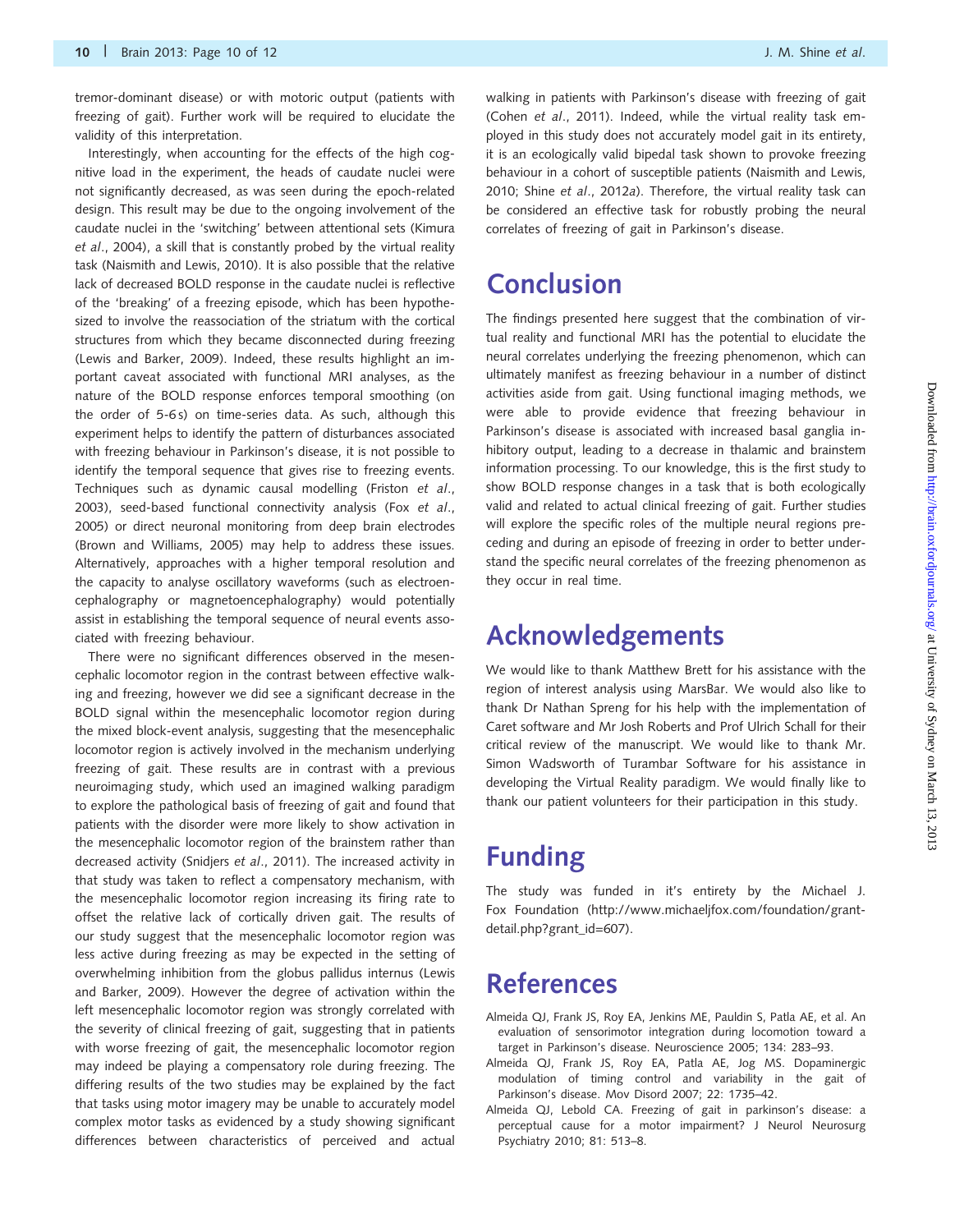tremor-dominant disease) or with motoric output (patients with freezing of gait). Further work will be required to elucidate the validity of this interpretation.

Interestingly, when accounting for the effects of the high cognitive load in the experiment, the heads of caudate nuclei were not significantly decreased, as was seen during the epoch-related design. This result may be due to the ongoing involvement of the caudate nuclei in the 'switching' between attentional sets (Kimura *et al*., 2004), a skill that is constantly probed by the virtual reality task (Naismith and Lewis, 2010). It is also possible that the relative lack of decreased BOLD response in the caudate nuclei is reflective of the 'breaking' of a freezing episode, which has been hypothesized to involve the reassociation of the striatum with the cortical structures from which they became disconnected during freezing (Lewis and Barker, 2009). Indeed, these results highlight an important caveat associated with functional MRI analyses, as the nature of the BOLD response enforces temporal smoothing (on the order of 5-6 s) on time-series data. As such, although this experiment helps to identify the pattern of disturbances associated with freezing behaviour in Parkinson's disease, it is not possible to identify the temporal sequence that gives rise to freezing events. Techniques such as dynamic causal modelling (Friston *et al*., 2003), seed-based functional connectivity analysis (Fox *et al*., 2005) or direct neuronal monitoring from deep brain electrodes (Brown and Williams, 2005) may help to address these issues. Alternatively, approaches with a higher temporal resolution and the capacity to analyse oscillatory waveforms (such as electroencephalography or magnetoencephalography) would potentially assist in establishing the temporal sequence of neural events associated with freezing behaviour.

There were no significant differences observed in the mesencephalic locomotor region in the contrast between effective walking and freezing, however we did see a significant decrease in the BOLD signal within the mesencephalic locomotor region during the mixed block-event analysis, suggesting that the mesencephalic locomotor region is actively involved in the mechanism underlying freezing of gait. These results are in contrast with a previous neuroimaging study, which used an imagined walking paradigm to explore the pathological basis of freezing of gait and found that patients with the disorder were more likely to show activation in the mesencephalic locomotor region of the brainstem rather than decreased activity (Snidjers *et al*., 2011). The increased activity in that study was taken to reflect a compensatory mechanism, with the mesencephalic locomotor region increasing its firing rate to offset the relative lack of cortically driven gait. The results of our study suggest that the mesencephalic locomotor region was less active during freezing as may be expected in the setting of overwhelming inhibition from the globus pallidus internus (Lewis and Barker, 2009). However the degree of activation within the left mesencephalic locomotor region was strongly correlated with the severity of clinical freezing of gait, suggesting that in patients with worse freezing of gait, the mesencephalic locomotor region may indeed be playing a compensatory role during freezing. The differing results of the two studies may be explained by the fact that tasks using motor imagery may be unable to accurately model complex motor tasks as evidenced by a study showing significant differences between characteristics of perceived and actual walking in patients with Parkinson's disease with freezing of gait (Cohen *et al*., 2011). Indeed, while the virtual reality task employed in this study does not accurately model gait in its entirety, it is an ecologically valid bipedal task shown to provoke freezing behaviour in a cohort of susceptible patients (Naismith and Lewis, 2010; Shine *et al*., 2012*a*). Therefore, the virtual reality task can be considered an effective task for robustly probing the neural correlates of freezing of gait in Parkinson's disease.

# Conclusion

The findings presented here suggest that the combination of virtual reality and functional MRI has the potential to elucidate the neural correlates underlying the freezing phenomenon, which can ultimately manifest as freezing behaviour in a number of distinct activities aside from gait. Using functional imaging methods, we were able to provide evidence that freezing behaviour in Parkinson's disease is associated with increased basal ganglia inhibitory output, leading to a decrease in thalamic and brainstem information processing. To our knowledge, this is the first study to show BOLD response changes in a task that is both ecologically valid and related to actual clinical freezing of gait. Further studies will explore the specific roles of the multiple neural regions preceding and during an episode of freezing in order to better understand the specific neural correlates of the freezing phenomenon as they occur in real time.

# Acknowledgements

We would like to thank Matthew Brett for his assistance with the region of interest analysis using MarsBar. We would also like to thank Dr Nathan Spreng for his help with the implementation of Caret software and Mr Josh Roberts and Prof Ulrich Schall for their critical review of the manuscript. We would like to thank Mr. Simon Wadsworth of Turambar Software for his assistance in developing the Virtual Reality paradigm. We would finally like to thank our patient volunteers for their participation in this study.

# Funding

The study was funded in it's entirety by the Michael J. Fox Foundation (http://www.michaeljfox.com/foundation/grant-detail.php?grant_id=607).

# References

Almeida QJ, Frank JS, Roy EA, Jenkins ME, Pauldin S, Patla AE, et al. An evaluation of sensorimotor integration during locomotion toward a target in Parkinson's disease. Neuroscience 2005; 134: 283–93.

Almeida QJ, Frank JS, Roy EA, Patla AE, Jog MS. Dopaminergic modulation of timing control and variability in the gait of Parkinson's disease. Mov Disord 2007; 22: 1735–42.

Almeida QJ, Lebold CA. Freezing of gait in parkinson's disease: a perceptual cause for a motor impairment? J Neurol Neurosurg Psychiatry 2010; 81: 513–8.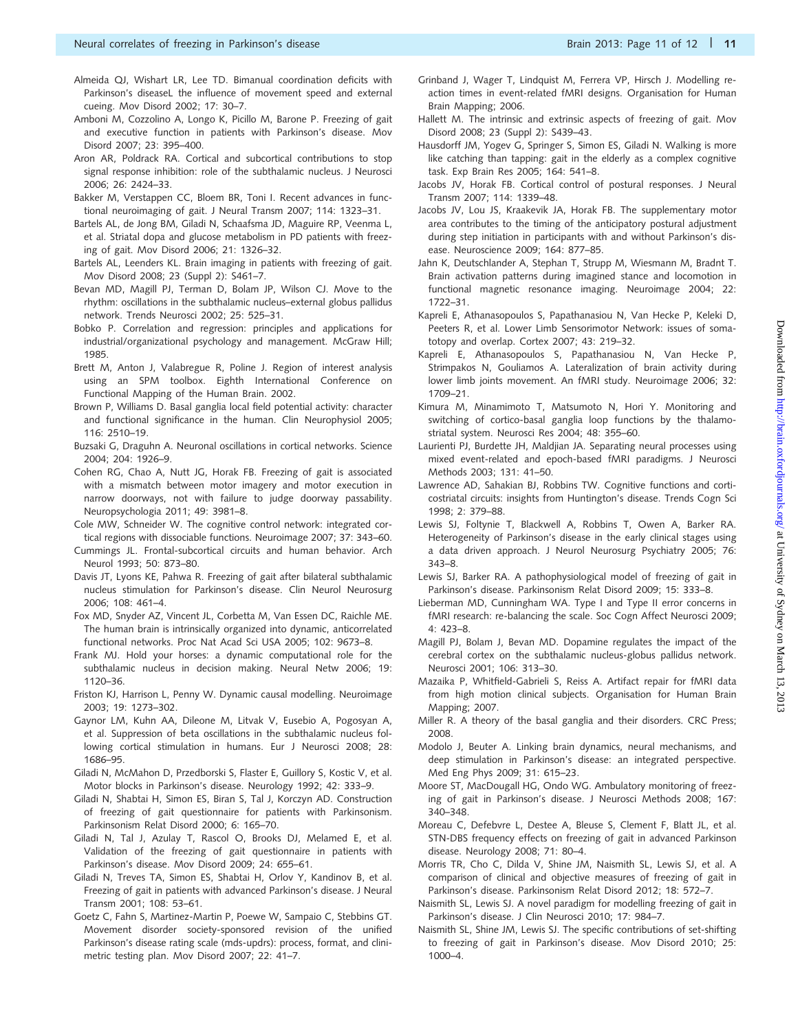Almeida QJ, Wishart LR, Lee TD. Bimanual coordination deficits with Parkinson's diseaseL the influence of movement speed and external cueing. Mov Disord 2002; 17: 30–7.

Amboni M, Cozzolino A, Longo K, Picillo M, Barone P. Freezing of gait and executive function in patients with Parkinson's disease. Mov Disord 2007; 23: 395–400.

Aron AR, Poldrack RA. Cortical and subcortical contributions to stop signal response inhibition: role of the subthalamic nucleus. J Neurosci 2006; 26: 2424–33.

Bakker M, Verstappen CC, Bloem BR, Toni I. Recent advances in functional neuroimaging of gait. J Neural Transm 2007; 114: 1323–31.

Bartels AL, de Jong BM, Giladi N, Schaafsma JD, Maguire RP, Veenma L, et al. Striatal dopa and glucose metabolism in PD patients with freezing of gait. Mov Disord 2006; 21: 1326–32.

Bartels AL, Leenders KL. Brain imaging in patients with freezing of gait. Mov Disord 2008; 23 (Suppl 2): S461–7.

Bevan MD, Magill PJ, Terman D, Bolam JP, Wilson CJ. Move to the rhythm: oscillations in the subthalamic nucleus–external globus pallidus network. Trends Neurosci 2002; 25: 525–31.

Bobko P. Correlation and regression: principles and applications for industrial/organizational psychology and management. McGraw Hill; 1985.

Brett M, Anton J, Valabregue R, Poline J. Region of interest analysis using an SPM toolbox. Eighth International Conference on Functional Mapping of the Human Brain. 2002.

Brown P, Williams D. Basal ganglia local field potential activity: character and functional significance in the human. Clin Neurophysiol 2005; 116: 2510–19.

Buzsaki G, Draguhn A. Neuronal oscillations in cortical networks. Science 2004; 204: 1926–9.

Cohen RG, Chao A, Nutt JG, Horak FB. Freezing of gait is associated with a mismatch between motor imagery and motor execution in narrow doorways, not with failure to judge doorway passability. Neuropsychologia 2011; 49: 3981–8.

Cole MW, Schneider W. The cognitive control network: integrated cortical regions with dissociable functions. Neuroimage 2007; 37: 343–60.

Cummings JL. Frontal-subcortical circuits and human behavior. Arch Neurol 1993; 50: 873–80.

Davis JT, Lyons KE, Pahwa R. Freezing of gait after bilateral subthalamic nucleus stimulation for Parkinson's disease. Clin Neurol Neurosurg 2006; 108: 461–4.

Fox MD, Snyder AZ, Vincent JL, Corbetta M, Van Essen DC, Raichle ME. The human brain is intrinsically organized into dynamic, anticorrelated functional networks. Proc Nat Acad Sci USA 2005; 102: 9673–8.

Frank MJ. Hold your horses: a dynamic computational role for the subthalamic nucleus in decision making. Neural Netw 2006; 19: 1120–36.

Friston KJ, Harrison L, Penny W. Dynamic causal modelling. Neuroimage 2003; 19: 1273–302.

Gaynor LM, Kuhn AA, Dileone M, Litvak V, Eusebio A, Pogosyan A, et al. Suppression of beta oscillations in the subthalamic nucleus following cortical stimulation in humans. Eur J Neurosci 2008; 28: 1686–95.

Giladi N, McMahon D, Przedborski S, Flaster E, Guillory S, Kostic V, et al. Motor blocks in Parkinson's disease. Neurology 1992; 42: 333–9.

Giladi N, Shabtai H, Simon ES, Biran S, Tal J, Korczyn AD. Construction of freezing of gait questionnaire for patients with Parkinsonism. Parkinsonism Relat Disord 2000; 6: 165–70.

Giladi N, Tal J, Azulay T, Rascol O, Brooks DJ, Melamed E, et al. Validation of the freezing of gait questionnaire in patients with Parkinson's disease. Mov Disord 2009; 24: 655–61.

Giladi N, Treves TA, Simon ES, Shabtai H, Orlov Y, Kandinov B, et al. Freezing of gait in patients with advanced Parkinson's disease. J Neural Transm 2001; 108: 53–61.

Goetz C, Fahn S, Martinez-Martin P, Poewe W, Sampaio C, Stebbins GT. Movement disorder society-sponsored revision of the unified Parkinson's disease rating scale (mds-updrs): process, format, and clinimetric testing plan. Mov Disord 2007; 22: 41–7.

Grinband J, Wager T, Lindquist M, Ferrera VP, Hirsch J. Modelling reaction times in event-related fMRI designs. Organisation for Human Brain Mapping; 2006.

Hallett M. The intrinsic and extrinsic aspects of freezing of gait. Mov Disord 2008; 23 (Suppl 2): S439–43.

Hausdorff JM, Yogev G, Springer S, Simon ES, Giladi N. Walking is more like catching than tapping: gait in the elderly as a complex cognitive task. Exp Brain Res 2005; 164: 541–8.

Jacobs JV, Horak FB. Cortical control of postural responses. J Neural Transm 2007; 114: 1339–48.

Jacobs JV, Lou JS, Kraakevik JA, Horak FB. The supplementary motor area contributes to the timing of the anticipatory postural adjustment during step initiation in participants with and without Parkinson's disease. Neuroscience 2009; 164: 877–85.

Jahn K, Deutschlander A, Stephan T, Strupp M, Wiesmann M, Bradnt T. Brain activation patterns during imagined stance and locomotion in functional magnetic resonance imaging. Neuroimage 2004; 22: 1722–31.

Kapreli E, Athanasopoulos S, Papathanasiou N, Van Hecke P, Keleki D, Peeters R, et al. Lower Limb Sensorimotor Network: issues of somatotopy and overlap. Cortex 2007; 43: 219–32.

Kapreli E, Athanasopoulos S, Papathanasiou N, Van Hecke P, Strimpakos N, Gouliamos A. Lateralization of brain activity during lower limb joints movement. An fMRI study. Neuroimage 2006; 32: 1709–21.

Kimura M, Minamimoto T, Matsumoto N, Hori Y. Monitoring and switching of cortico-basal ganglia loop functions by the thalamostriatal system. Neurosci Res 2004; 48: 355–60.

Laurienti PJ, Burdette JH, Maldjian JA. Separating neural processes using mixed event-related and epoch-based fMRI paradigms. J Neurosci Methods 2003; 131: 41–50.

Lawrence AD, Sahakian BJ, Robbins TW. Cognitive functions and corticostriatal circuits: insights from Huntington's disease. Trends Cogn Sci 1998; 2: 379–88.

Lewis SJ, Foltynie T, Blackwell A, Robbins T, Owen A, Barker RA. Heterogeneity of Parkinson's disease in the early clinical stages using a data driven approach. J Neurol Neurosurg Psychiatry 2005; 76: 343–8.

Lewis SJ, Barker RA. A pathophysiological model of freezing of gait in Parkinson's disease. Parkinsonism Relat Disord 2009; 15: 333–8.

Lieberman MD, Cunningham WA. Type I and Type II error concerns in fMRI research: re-balancing the scale. Soc Cogn Affect Neurosci 2009; 4: 423–8.

Magill PJ, Bolam J, Bevan MD. Dopamine regulates the impact of the cerebral cortex on the subthalamic nucleus-globus pallidus network. Neurosci 2001; 106: 313–30.

Mazaika P, Whitfield-Gabrieli S, Reiss A. Artifact repair for fMRI data from high motion clinical subjects. Organisation for Human Brain Mapping; 2007.

Miller R. A theory of the basal ganglia and their disorders. CRC Press; 2008.

Modolo J, Beuter A. Linking brain dynamics, neural mechanisms, and deep stimulation in Parkinson's disease: an integrated perspective. Med Eng Phys 2009; 31: 615–23.

Moore ST, MacDougall HG, Ondo WG. Ambulatory monitoring of freezing of gait in Parkinson's disease. J Neurosci Methods 2008; 167: 340–348.

Moreau C, Defebvre L, Destee A, Bleuse S, Clement F, Blatt JL, et al. STN-DBS frequency effects on freezing of gait in advanced Parkinson disease. Neurology 2008; 71: 80–4.

Morris TR, Cho C, Dilda V, Shine JM, Naismith SL, Lewis SJ, et al. A comparison of clinical and objective measures of freezing of gait in Parkinson's disease. Parkinsonism Relat Disord 2012; 18: 572–7.

Naismith SL, Lewis SJ. A novel paradigm for modelling freezing of gait in Parkinson's disease. J Clin Neurosci 2010; 17: 984–7.

Naismith SL, Shine JM, Lewis SJ. The specific contributions of set-shifting to freezing of gait in Parkinson's disease. Mov Disord 2010; 25: 1000–4.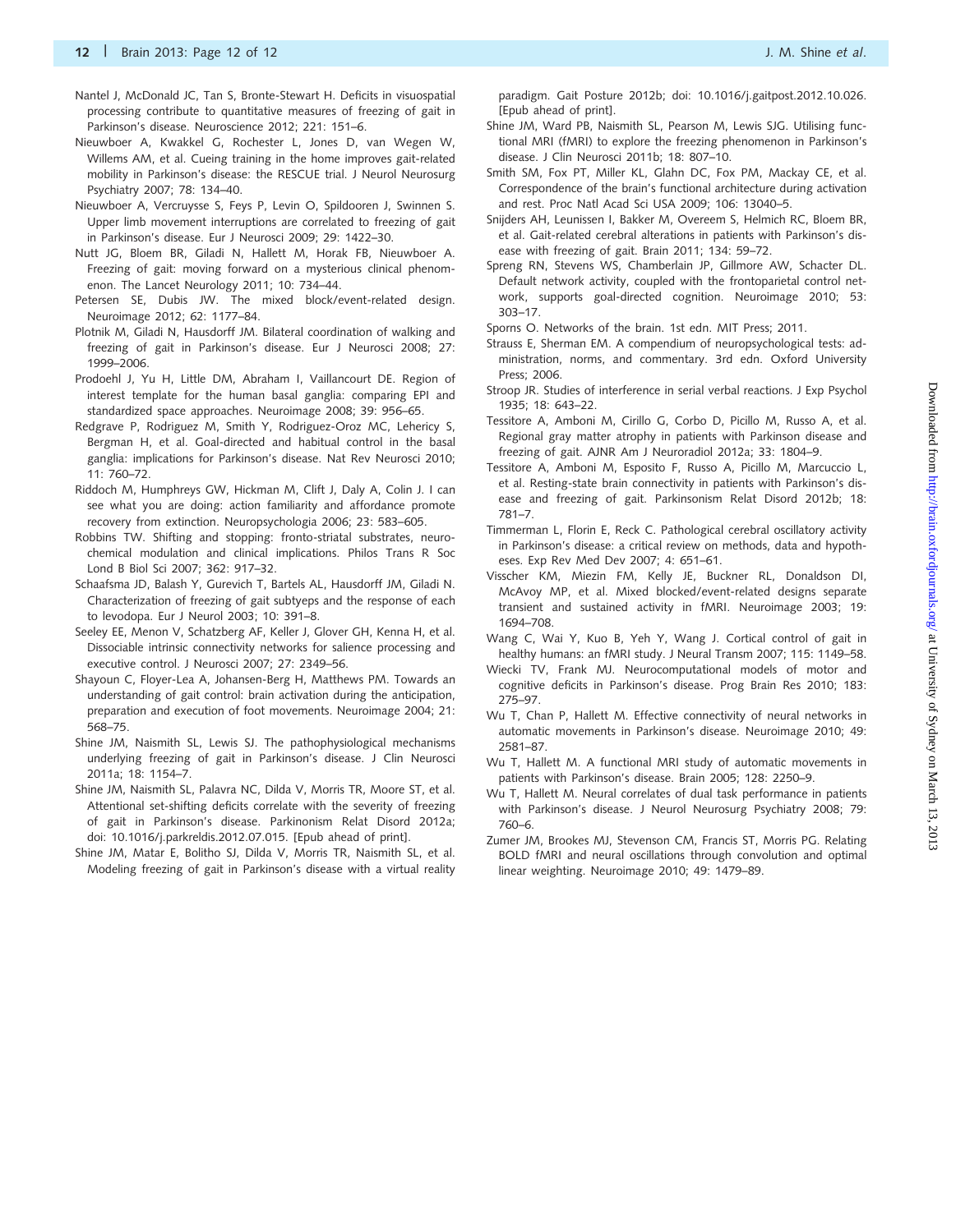Nantel J, McDonald JC, Tan S, Bronte-Stewart H. Deficits in visuospatial processing contribute to quantitative measures of freezing of gait in Parkinson's disease. Neuroscience 2012; 221: 151–6.

Nieuwboer A, Kwakkel G, Rochester L, Jones D, van Wegen W, Willems AM, et al. Cueing training in the home improves gait-related mobility in Parkinson's disease: the RESCUE trial. J Neurol Neurosurg Psychiatry 2007; 78: 134–40.

Nieuwboer A, Vercruysse S, Feys P, Levin O, Spildooren J, Swinnen S. Upper limb movement interruptions are correlated to freezing of gait in Parkinson's disease. Eur J Neurosci 2009; 29: 1422–30.

Nutt JG, Bloem BR, Giladi N, Hallett M, Horak FB, Nieuwboer A. Freezing of gait: moving forward on a mysterious clinical phenomenon. The Lancet Neurology 2011; 10: 734–44.

Petersen SE, Dubis JW. The mixed block/event-related design. Neuroimage 2012; 62: 1177–84.

Plotnik M, Giladi N, Hausdorff JM. Bilateral coordination of walking and freezing of gait in Parkinson's disease. Eur J Neurosci 2008; 27: 1999–2006.

Prodoehl J, Yu H, Little DM, Abraham I, Vaillancourt DE. Region of interest template for the human basal ganglia: comparing EPI and standardized space approaches. Neuroimage 2008; 39: 956–65.

Redgrave P, Rodriguez M, Smith Y, Rodriguez-Oroz MC, Lehericy S, Bergman H, et al. Goal-directed and habitual control in the basal ganglia: implications for Parkinson's disease. Nat Rev Neurosci 2010; 11: 760–72.

Riddoch M, Humphreys GW, Hickman M, Clift J, Daly A, Colin J. I can see what you are doing: action familiarity and affordance promote recovery from extinction. Neuropsychologia 2006; 23: 583–605.

Robbins TW. Shifting and stopping: fronto-striatal substrates, neurochemical modulation and clinical implications. Philos Trans R Soc Lond B Biol Sci 2007; 362: 917–32.

Schaafsma JD, Balash Y, Gurevich T, Bartels AL, Hausdorff JM, Giladi N. Characterization of freezing of gait subtyeps and the response of each to levodopa. Eur J Neurol 2003; 10: 391–8.

Seeley EE, Menon V, Schatzberg AF, Keller J, Glover GH, Kenna H, et al. Dissociable intrinsic connectivity networks for salience processing and executive control. J Neurosci 2007; 27: 2349–56.

Shayoun C, Floyer-Lea A, Johansen-Berg H, Matthews PM. Towards an understanding of gait control: brain activation during the anticipation, preparation and execution of foot movements. Neuroimage 2004; 21: 568–75.

Shine JM, Naismith SL, Lewis SJ. The pathophysiological mechanisms underlying freezing of gait in Parkinson's disease. J Clin Neurosci 2011a; 18: 1154–7.

Shine JM, Naismith SL, Palavra NC, Dilda V, Morris TR, Moore ST, et al. Attentional set-shifting deficits correlate with the severity of freezing of gait in Parkinson's disease. Parkinonism Relat Disord 2012a; doi: 10.1016/j.parkreldis.2012.07.015. [Epub ahead of print].

Shine JM, Matar E, Bolitho SJ, Dilda V, Morris TR, Naismith SL, et al. Modeling freezing of gait in Parkinson's disease with a virtual reality paradigm. Gait Posture 2012b; doi: 10.1016/j.gaitpost.2012.10.026. [Epub ahead of print].

Shine JM, Ward PB, Naismith SL, Pearson M, Lewis SJG. Utilising functional MRI (fMRI) to explore the freezing phenomenon in Parkinson's disease. J Clin Neurosci 2011b; 18: 807–10.

Smith SM, Fox PT, Miller KL, Glahn DC, Fox PM, Mackay CE, et al. Correspondence of the brain's functional architecture during activation and rest. Proc Natl Acad Sci USA 2009; 106: 13040–5.

Snijders AH, Leunissen I, Bakker M, Overeem S, Helmich RC, Bloem BR, et al. Gait-related cerebral alterations in patients with Parkinson's disease with freezing of gait. Brain 2011; 134: 59–72.

Spreng RN, Stevens WS, Chamberlain JP, Gillmore AW, Schacter DL. Default network activity, coupled with the frontoparietal control network, supports goal-directed cognition. Neuroimage 2010; 53: 303–17.

Sporns O. Networks of the brain. 1st edn. MIT Press; 2011.

Strauss E, Sherman EM. A compendium of neuropsychological tests: administration, norms, and commentary. 3rd edn. Oxford University Press; 2006.

Stroop JR. Studies of interference in serial verbal reactions. J Exp Psychol 1935; 18: 643–22.

Tessitore A, Amboni M, Cirillo G, Corbo D, Picillo M, Russo A, et al. Regional gray matter atrophy in patients with Parkinson disease and freezing of gait. AJNR Am J Neuroradiol 2012a; 33: 1804–9.

Tessitore A, Amboni M, Esposito F, Russo A, Picillo M, Marcuccio L, et al. Resting-state brain connectivity in patients with Parkinson's disease and freezing of gait. Parkinsonism Relat Disord 2012b; 18: 781–7.

Timmerman L, Florin E, Reck C. Pathological cerebral oscillatory activity in Parkinson's disease: a critical review on methods, data and hypotheses. Exp Rev Med Dev 2007; 4: 651–61.

Visscher KM, Miezin FM, Kelly JE, Buckner RL, Donaldson DI, McAvoy MP, et al. Mixed blocked/event-related designs separate transient and sustained activity in fMRI. Neuroimage 2003; 19: 1694–708.

Wang C, Wai Y, Kuo B, Yeh Y, Wang J. Cortical control of gait in healthy humans: an fMRI study. J Neural Transm 2007; 115: 1149–58.

Wiecki TV, Frank MJ. Neurocomputational models of motor and cognitive deficits in Parkinson's disease. Prog Brain Res 2010; 183: 275–97.

Wu T, Chan P, Hallett M. Effective connectivity of neural networks in automatic movements in Parkinson's disease. Neuroimage 2010; 49: 2581–87.

Wu T, Hallett M. A functional MRI study of automatic movements in patients with Parkinson's disease. Brain 2005; 128: 2250–9.

Wu T, Hallett M. Neural correlates of dual task performance in patients with Parkinson's disease. J Neurol Neurosurg Psychiatry 2008; 79: 760–6.

Zumer JM, Brookes MJ, Stevenson CM, Francis ST, Morris PG. Relating BOLD fMRI and neural oscillations through convolution and optimal linear weighting. Neuroimage 2010; 49: 1479–89.